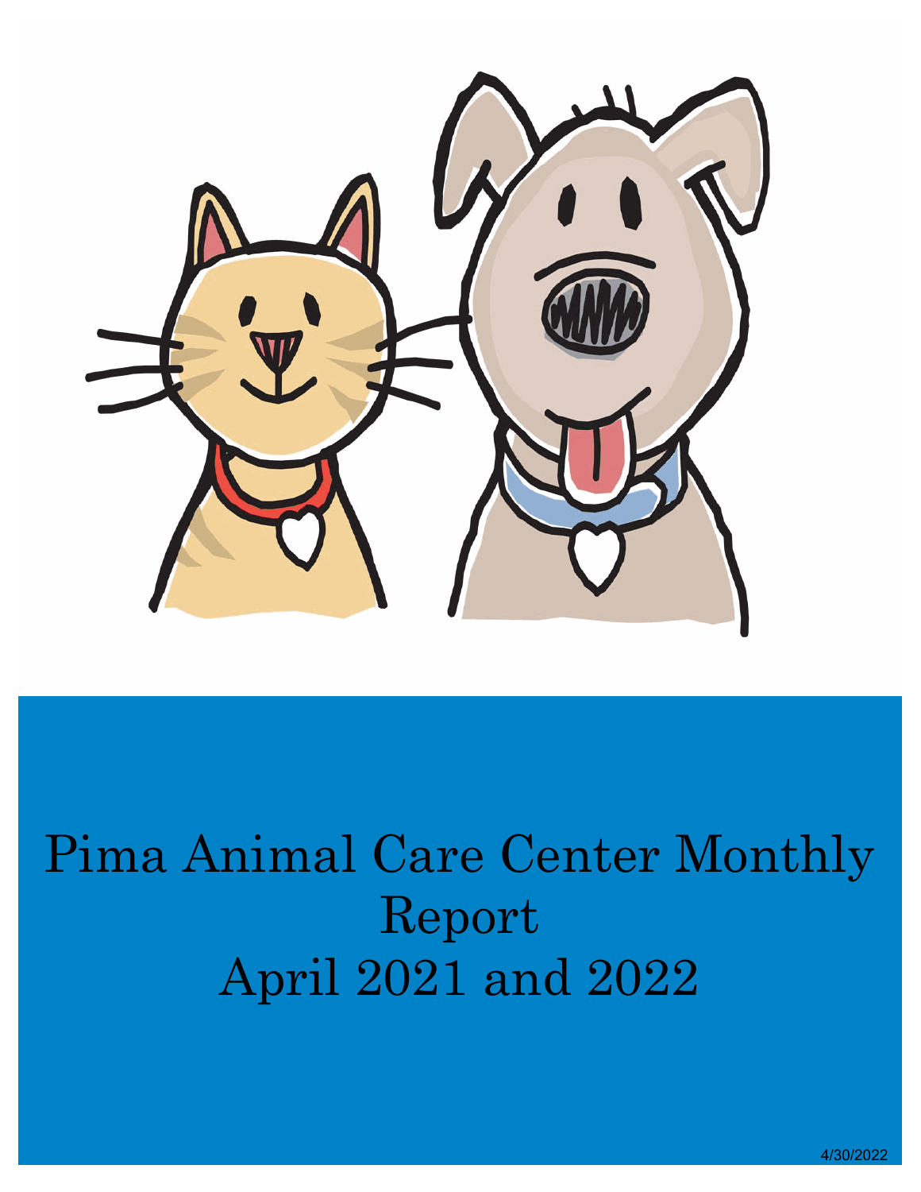# Pima Animal Care Center Monthly Report
# April 2021 and 2022

4/30/2022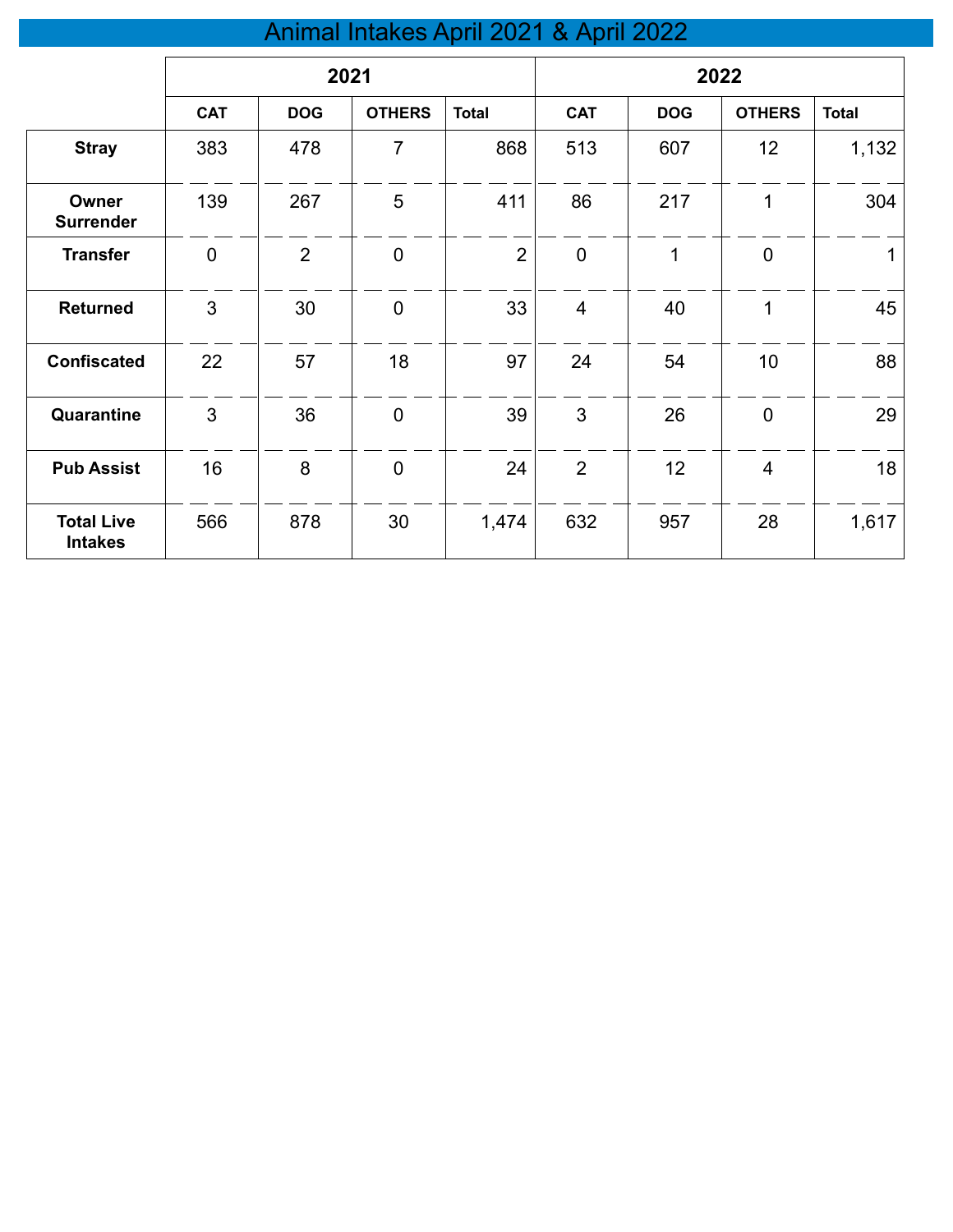# Animal Intakes April 2021 & April 2022

| | 2021 | | | | 2022 | | | |
|---|---|---|---|---|---|---|---|---|
| | CAT | DOG | OTHERS | Total | CAT | DOG | OTHERS | Total |
| **Stray** | 383 | 478 | 7 | 868 | 513 | 607 | 12 | 1,132 |
| **Owner Surrender** | 139 | 267 | 5 | 411 | 86 | 217 | 1 | 304 |
| **Transfer** | 0 | 2 | 0 | 2 | 0 | 1 | 0 | 1 |
| **Returned** | 3 | 30 | 0 | 33 | 4 | 40 | 1 | 45 |
| **Confiscated** | 22 | 57 | 18 | 97 | 24 | 54 | 10 | 88 |
| **Quarantine** | 3 | 36 | 0 | 39 | 3 | 26 | 0 | 29 |
| **Pub Assist** | 16 | 8 | 0 | 24 | 2 | 12 | 4 | 18 |
| **Total Live Intakes** | 566 | 878 | 30 | 1,474 | 632 | 957 | 28 | 1,617 |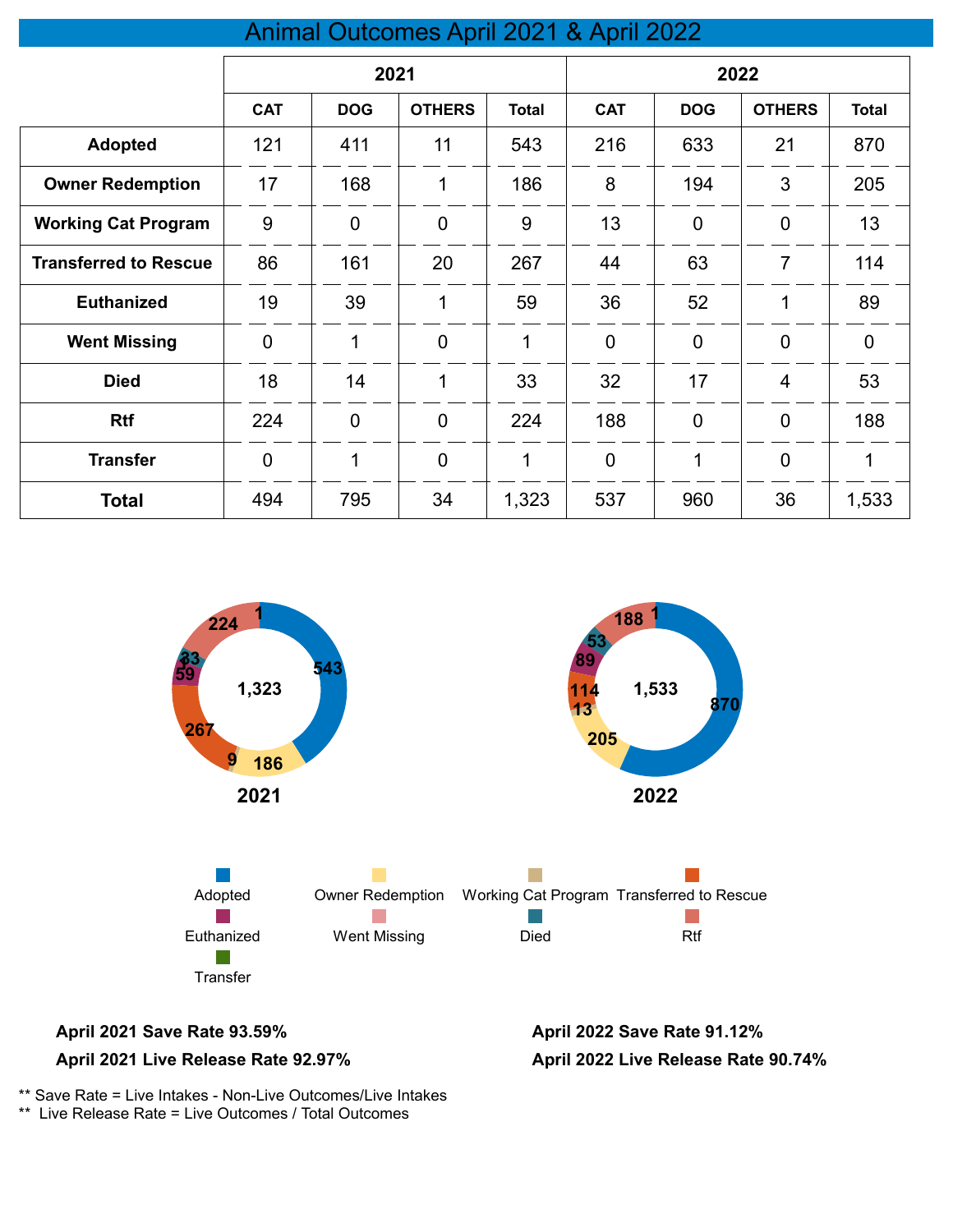# Animal Outcomes April 2021 & April 2022

| | 2021 | | | | 2022 | | | |
|---|---|---|---|---|---|---|---|---|
| | CAT | DOG | OTHERS | Total | CAT | DOG | OTHERS | Total |
| **Adopted** | 121 | 411 | 11 | 543 | 216 | 633 | 21 | 870 |
| **Owner Redemption** | 17 | 168 | 1 | 186 | 8 | 194 | 3 | 205 |
| **Working Cat Program** | 9 | 0 | 0 | 9 | 13 | 0 | 0 | 13 |
| **Transferred to Rescue** | 86 | 161 | 20 | 267 | 44 | 63 | 7 | 114 |
| **Euthanized** | 19 | 39 | 1 | 59 | 36 | 52 | 1 | 89 |
| **Went Missing** | 0 | 1 | 0 | 1 | 0 | 0 | 0 | 0 |
| **Died** | 18 | 14 | 1 | 33 | 32 | 17 | 4 | 53 |
| **Rtf** | 224 | 0 | 0 | 224 | 188 | 0 | 0 | 188 |
| **Transfer** | 0 | 1 | 0 | 1 | 0 | 1 | 0 | 1 |
| **Total** | 494 | 795 | 34 | 1,323 | 537 | 960 | 36 | 1,533 |

**April 2021 Save Rate 93.59%**

**April 2021 Live Release Rate 92.97%**

**April 2022 Save Rate 91.12%**

**April 2022 Live Release Rate 90.74%**

** Save Rate = Live Intakes - Non-Live Outcomes/Live Intakes

** Live Release Rate = Live Outcomes / Total Outcomes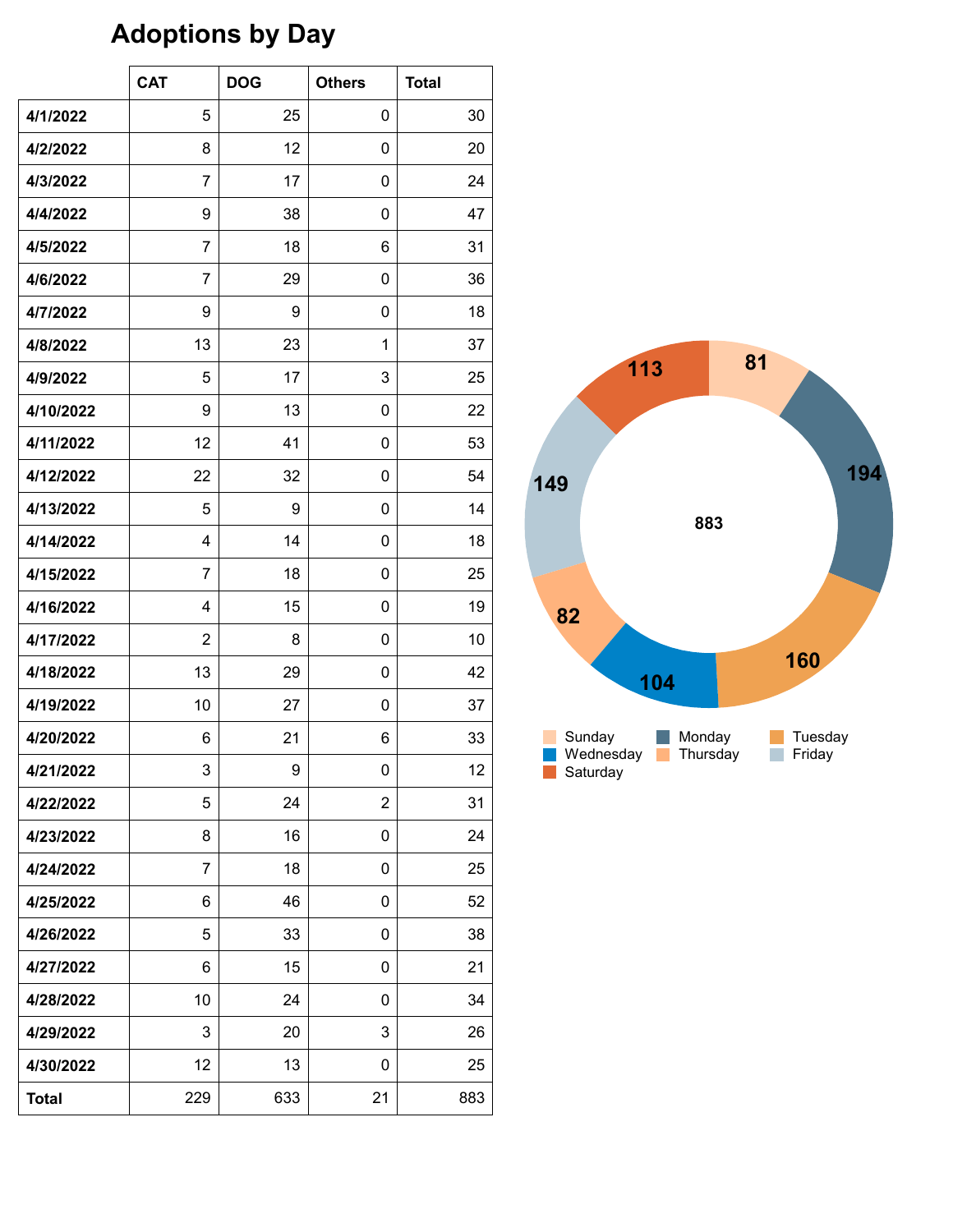# Adoptions by Day

| | CAT | DOG | Others | Total |
|---|---|---|---|---|
| **4/1/2022** | 5 | 25 | 0 | 30 |
| **4/2/2022** | 8 | 12 | 0 | 20 |
| **4/3/2022** | 7 | 17 | 0 | 24 |
| **4/4/2022** | 9 | 38 | 0 | 47 |
| **4/5/2022** | 7 | 18 | 6 | 31 |
| **4/6/2022** | 7 | 29 | 0 | 36 |
| **4/7/2022** | 9 | 9 | 0 | 18 |
| **4/8/2022** | 13 | 23 | 1 | 37 |
| **4/9/2022** | 5 | 17 | 3 | 25 |
| **4/10/2022** | 9 | 13 | 0 | 22 |
| **4/11/2022** | 12 | 41 | 0 | 53 |
| **4/12/2022** | 22 | 32 | 0 | 54 |
| **4/13/2022** | 5 | 9 | 0 | 14 |
| **4/14/2022** | 4 | 14 | 0 | 18 |
| **4/15/2022** | 7 | 18 | 0 | 25 |
| **4/16/2022** | 4 | 15 | 0 | 19 |
| **4/17/2022** | 2 | 8 | 0 | 10 |
| **4/18/2022** | 13 | 29 | 0 | 42 |
| **4/19/2022** | 10 | 27 | 0 | 37 |
| **4/20/2022** | 6 | 21 | 6 | 33 |
| **4/21/2022** | 3 | 9 | 0 | 12 |
| **4/22/2022** | 5 | 24 | 2 | 31 |
| **4/23/2022** | 8 | 16 | 0 | 24 |
| **4/24/2022** | 7 | 18 | 0 | 25 |
| **4/25/2022** | 6 | 46 | 0 | 52 |
| **4/26/2022** | 5 | 33 | 0 | 38 |
| **4/27/2022** | 6 | 15 | 0 | 21 |
| **4/28/2022** | 10 | 24 | 0 | 34 |
| **4/29/2022** | 3 | 20 | 3 | 26 |
| **4/30/2022** | 12 | 13 | 0 | 25 |
| **Total** | 229 | 633 | 21 | 883 |

| Day | Adoptions |
|---|---|
| Sunday | 81 |
| Monday | 194 |
| Tuesday | 160 |
| Wednesday | 104 |
| Thursday | 82 |
| Friday | 149 |
| Saturday | 113 |
| Total | 883 |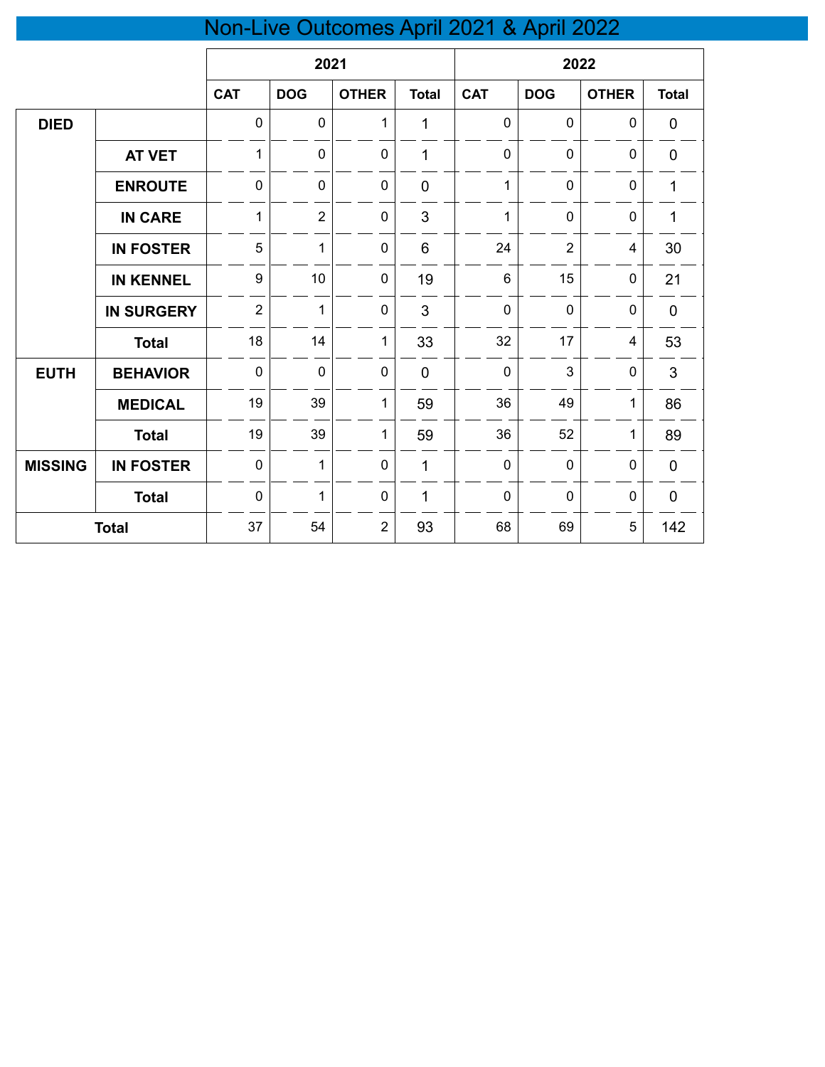# Non-Live Outcomes April 2021 & April 2022

| | | 2021 | | | | 2022 | | | |
|---|---|---|---|---|---|---|---|---|---|
| | | CAT | DOG | OTHER | Total | CAT | DOG | OTHER | Total |
| DIED | | 0 | 0 | 1 | 1 | 0 | 0 | 0 | 0 |
| | AT VET | 1 | 0 | 0 | 1 | 0 | 0 | 0 | 0 |
| | ENROUTE | 0 | 0 | 0 | 0 | 1 | 0 | 0 | 1 |
| | IN CARE | 1 | 2 | 0 | 3 | 1 | 0 | 0 | 1 |
| | IN FOSTER | 5 | 1 | 0 | 6 | 24 | 2 | 4 | 30 |
| | IN KENNEL | 9 | 10 | 0 | 19 | 6 | 15 | 0 | 21 |
| | IN SURGERY | 2 | 1 | 0 | 3 | 0 | 0 | 0 | 0 |
| | Total | 18 | 14 | 1 | 33 | 32 | 17 | 4 | 53 |
| EUTH | BEHAVIOR | 0 | 0 | 0 | 0 | 0 | 3 | 0 | 3 |
| | MEDICAL | 19 | 39 | 1 | 59 | 36 | 49 | 1 | 86 |
| | Total | 19 | 39 | 1 | 59 | 36 | 52 | 1 | 89 |
| MISSING | IN FOSTER | 0 | 1 | 0 | 1 | 0 | 0 | 0 | 0 |
| | Total | 0 | 1 | 0 | 1 | 0 | 0 | 0 | 0 |
| Total | | 37 | 54 | 2 | 93 | 68 | 69 | 5 | 142 |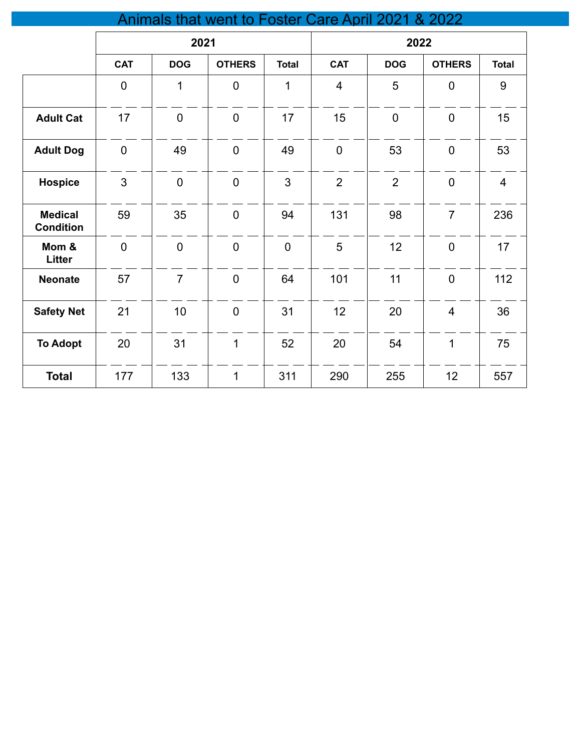# Animals that went to Foster Care April 2021 & 2022

| | 2021 | | | | 2022 | | | |
|---|---|---|---|---|---|---|---|---|
| | CAT | DOG | OTHERS | Total | CAT | DOG | OTHERS | Total |
| | 0 | 1 | 0 | 1 | 4 | 5 | 0 | 9 |
| **Adult Cat** | 17 | 0 | 0 | 17 | 15 | 0 | 0 | 15 |
| **Adult Dog** | 0 | 49 | 0 | 49 | 0 | 53 | 0 | 53 |
| **Hospice** | 3 | 0 | 0 | 3 | 2 | 2 | 0 | 4 |
| **Medical Condition** | 59 | 35 | 0 | 94 | 131 | 98 | 7 | 236 |
| **Mom & Litter** | 0 | 0 | 0 | 0 | 5 | 12 | 0 | 17 |
| **Neonate** | 57 | 7 | 0 | 64 | 101 | 11 | 0 | 112 |
| **Safety Net** | 21 | 10 | 0 | 31 | 12 | 20 | 4 | 36 |
| **To Adopt** | 20 | 31 | 1 | 52 | 20 | 54 | 1 | 75 |
| **Total** | 177 | 133 | 1 | 311 | 290 | 255 | 12 | 557 |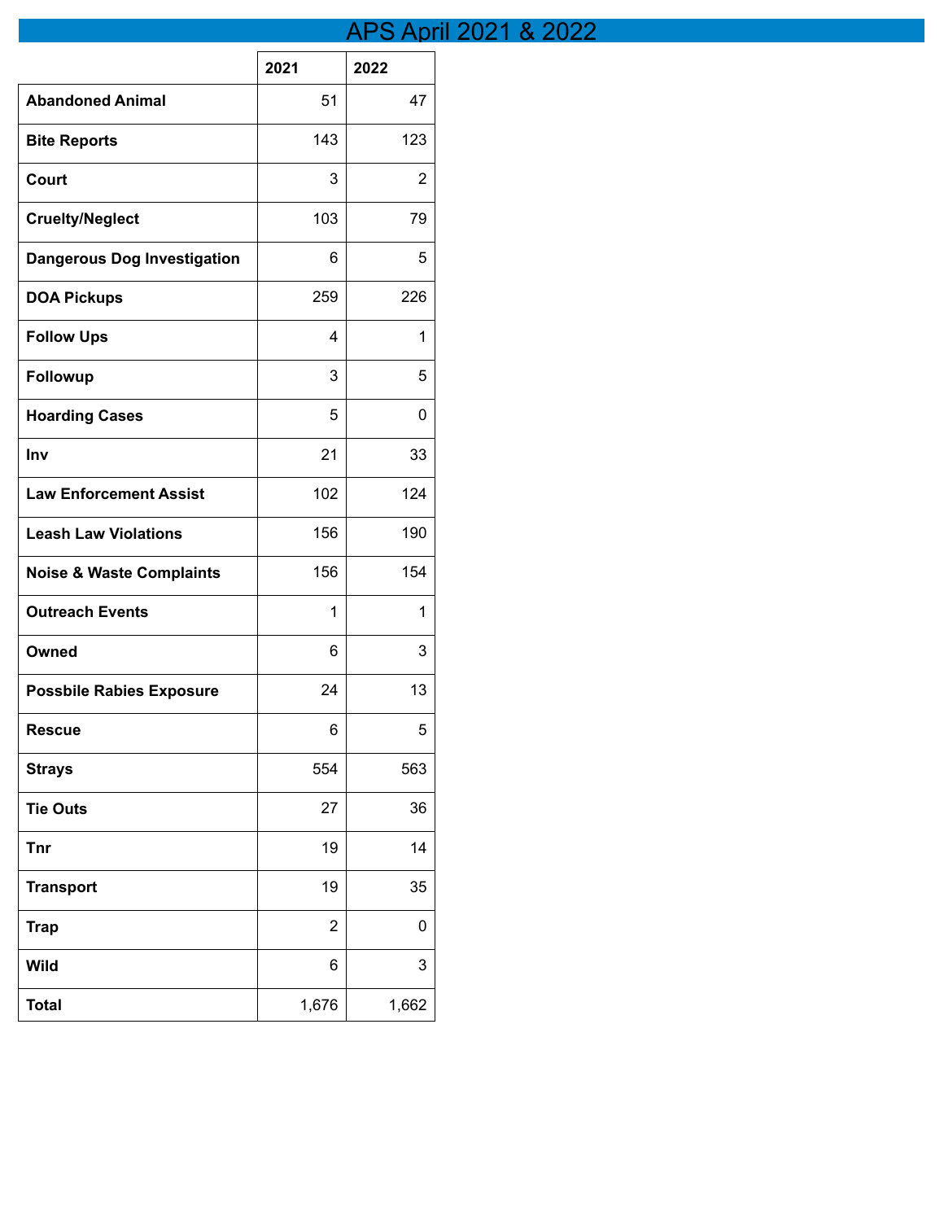# APS April 2021 & 2022

| | 2021 | 2022 |
|---|---|---|
| **Abandoned Animal** | 51 | 47 |
| **Bite Reports** | 143 | 123 |
| **Court** | 3 | 2 |
| **Cruelty/Neglect** | 103 | 79 |
| **Dangerous Dog Investigation** | 6 | 5 |
| **DOA Pickups** | 259 | 226 |
| **Follow Ups** | 4 | 1 |
| **Followup** | 3 | 5 |
| **Hoarding Cases** | 5 | 0 |
| **Inv** | 21 | 33 |
| **Law Enforcement Assist** | 102 | 124 |
| **Leash Law Violations** | 156 | 190 |
| **Noise & Waste Complaints** | 156 | 154 |
| **Outreach Events** | 1 | 1 |
| **Owned** | 6 | 3 |
| **Possbile Rabies Exposure** | 24 | 13 |
| **Rescue** | 6 | 5 |
| **Strays** | 554 | 563 |
| **Tie Outs** | 27 | 36 |
| **Tnr** | 19 | 14 |
| **Transport** | 19 | 35 |
| **Trap** | 2 | 0 |
| **Wild** | 6 | 3 |
| **Total** | 1,676 | 1,662 |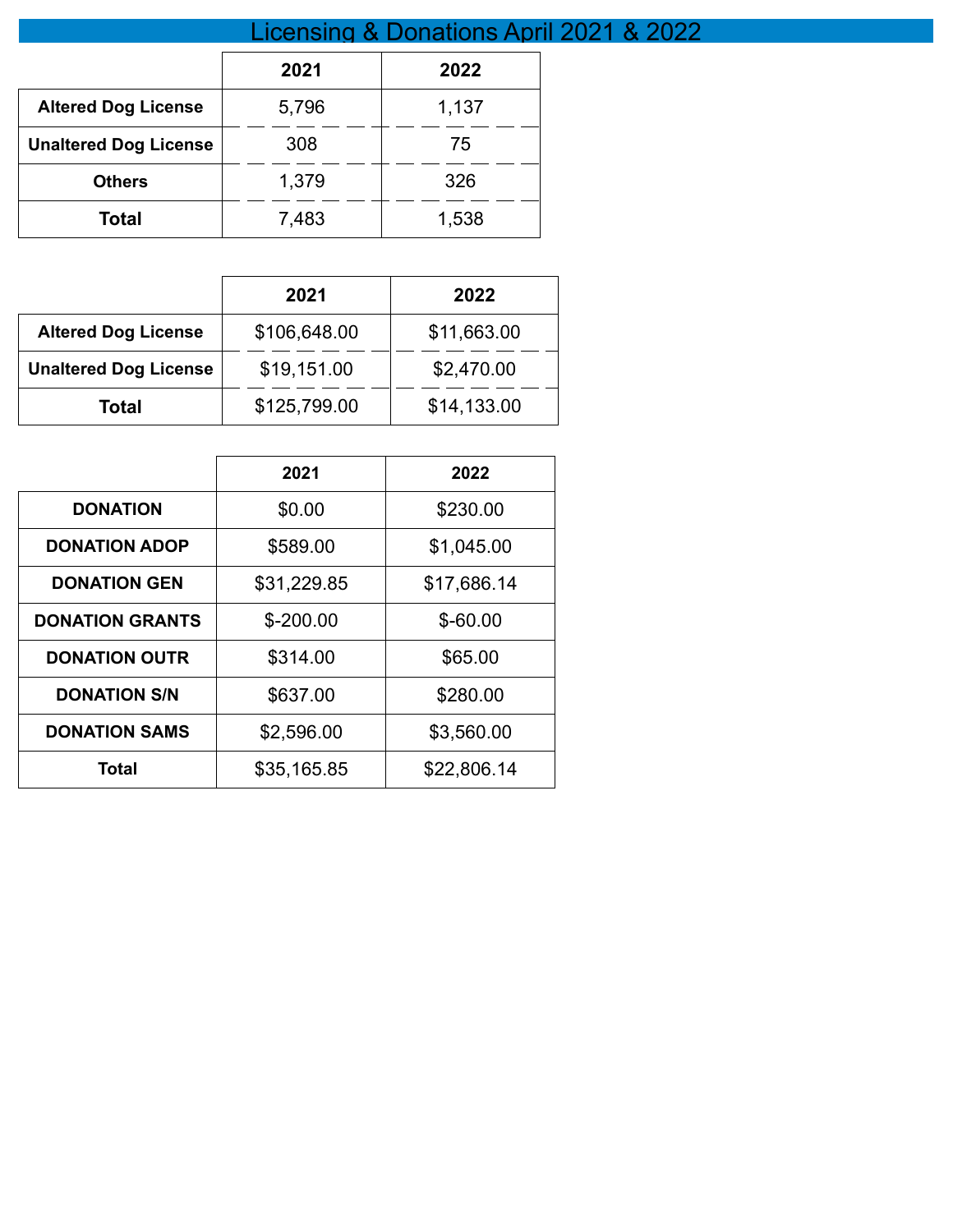# Licensing & Donations April 2021 & 2022

| | 2021 | 2022 |
|---|---|---|
| **Altered Dog License** | 5,796 | 1,137 |
| **Unaltered Dog License** | 308 | 75 |
| **Others** | 1,379 | 326 |
| **Total** | 7,483 | 1,538 |

| | 2021 | 2022 |
|---|---|---|
| **Altered Dog License** | $106,648.00 | $11,663.00 |
| **Unaltered Dog License** | $19,151.00 | $2,470.00 |
| **Total** | $125,799.00 | $14,133.00 |

| | 2021 | 2022 |
|---|---|---|
| **DONATION** | $0.00 | $230.00 |
| **DONATION ADOP** | $589.00 | $1,045.00 |
| **DONATION GEN** | $31,229.85 | $17,686.14 |
| **DONATION GRANTS** | $-200.00 | $-60.00 |
| **DONATION OUTR** | $314.00 | $65.00 |
| **DONATION S/N** | $637.00 | $280.00 |
| **DONATION SAMS** | $2,596.00 | $3,560.00 |
| **Total** | $35,165.85 | $22,806.14 |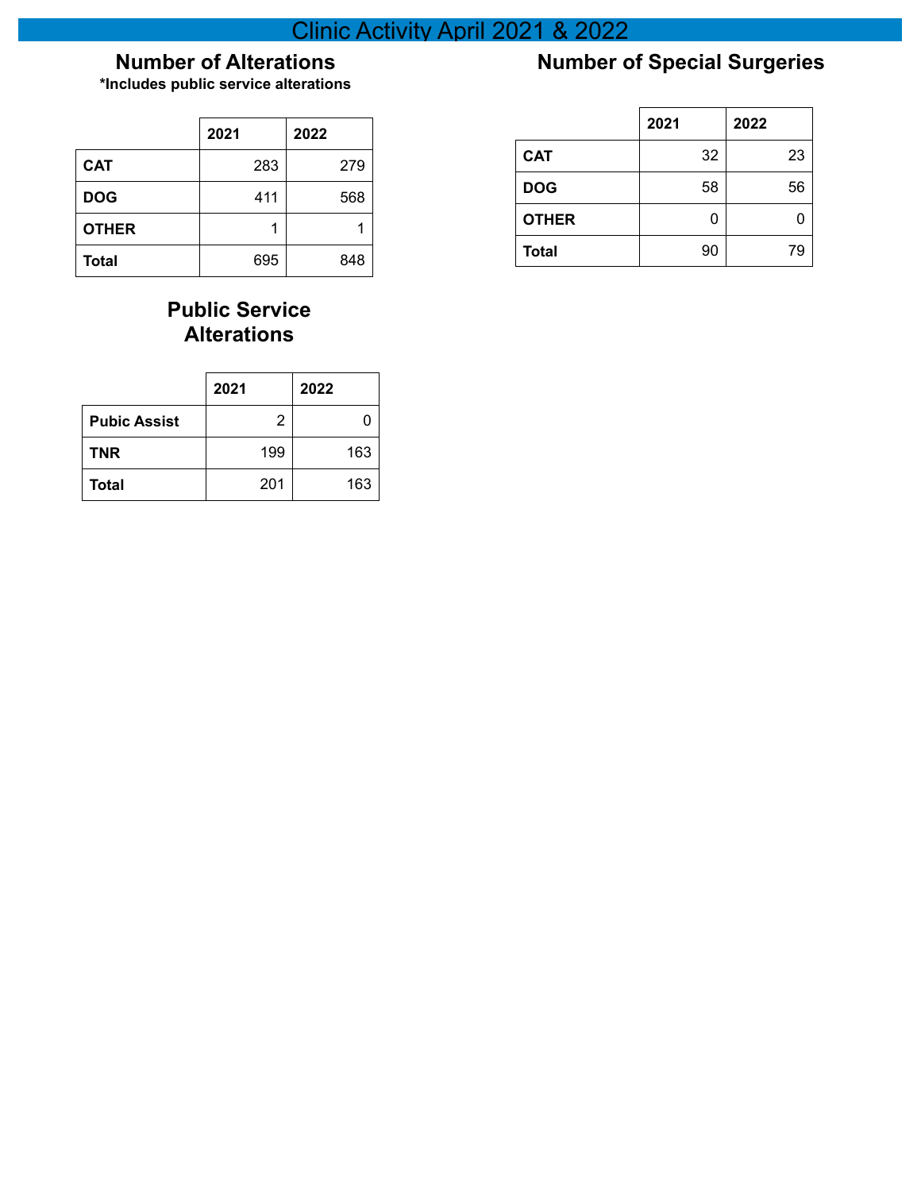# Clinic Activity April 2021 & 2022

## Number of Alterations

**\*Includes public service alterations**

| | 2021 | 2022 |
|---|---|---|
| **CAT** | 283 | 279 |
| **DOG** | 411 | 568 |
| **OTHER** | 1 | 1 |
| **Total** | 695 | 848 |

## Public Service Alterations

| | 2021 | 2022 |
|---|---|---|
| **Pubic Assist** | 2 | 0 |
| **TNR** | 199 | 163 |
| **Total** | 201 | 163 |

## Number of Special Surgeries

| | 2021 | 2022 |
|---|---|---|
| **CAT** | 32 | 23 |
| **DOG** | 58 | 56 |
| **OTHER** | 0 | 0 |
| **Total** | 90 | 79 |